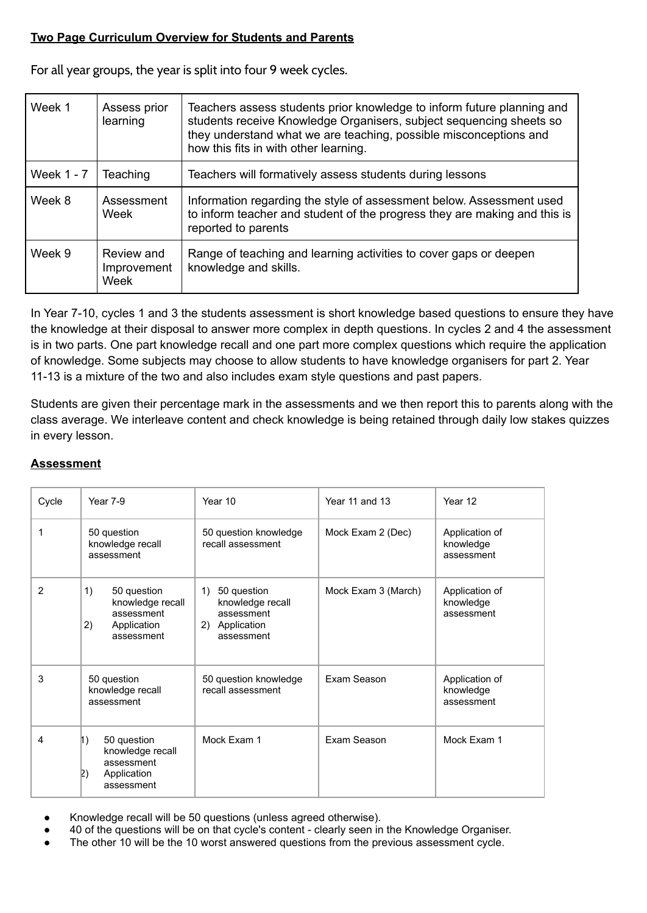**<u>Two Page Curriculum Overview for Students and Parents</u>**

For all year groups, the year is split into four 9 week cycles.

| Week 1 | Assess prior learning | Teachers assess students prior knowledge to inform future planning and students receive Knowledge Organisers, subject sequencing sheets so they understand what we are teaching, possible misconceptions and how this fits in with other learning. |
|---|---|---|
| Week 1 - 7 | Teaching | Teachers will formatively assess students during lessons |
| Week 8 | Assessment Week | Information regarding the style of assessment below. Assessment used to inform teacher and student of the progress they are making and this is reported to parents |
| Week 9 | Review and Improvement Week | Range of teaching and learning activities to cover gaps or deepen knowledge and skills. |

In Year 7-10, cycles 1 and 3 the students assessment is short knowledge based questions to ensure they have the knowledge at their disposal to answer more complex in depth questions. In cycles 2 and 4 the assessment is in two parts. One part knowledge recall and one part more complex questions which require the application of knowledge. Some subjects may choose to allow students to have knowledge organisers for part 2. Year 11-13 is a mixture of the two and also includes exam style questions and past papers.

Students are given their percentage mark in the assessments and we then report this to parents along with the class average. We interleave content and check knowledge is being retained through daily low stakes quizzes in every lesson.

**<u>Assessment</u>**

| Cycle | Year 7-9 | Year 10 | Year 11 and 13 | Year 12 |
|---|---|---|---|---|
| 1 | 50 question knowledge recall assessment | 50 question knowledge recall assessment | Mock Exam 2 (Dec) | Application of knowledge assessment |
| 2 | 1) 50 question knowledge recall assessment<br>2) Application assessment | 1) 50 question knowledge recall assessment<br>2) Application assessment | Mock Exam 3 (March) | Application of knowledge assessment |
| 3 | 50 question knowledge recall assessment | 50 question knowledge recall assessment | Exam Season | Application of knowledge assessment |
| 4 | 1) 50 question knowledge recall assessment<br>2) Application assessment | Mock Exam 1 | Exam Season | Mock Exam 1 |

- Knowledge recall will be 50 questions (unless agreed otherwise).
- 40 of the questions will be on that cycle's content - clearly seen in the Knowledge Organiser.
- The other 10 will be the 10 worst answered questions from the previous assessment cycle.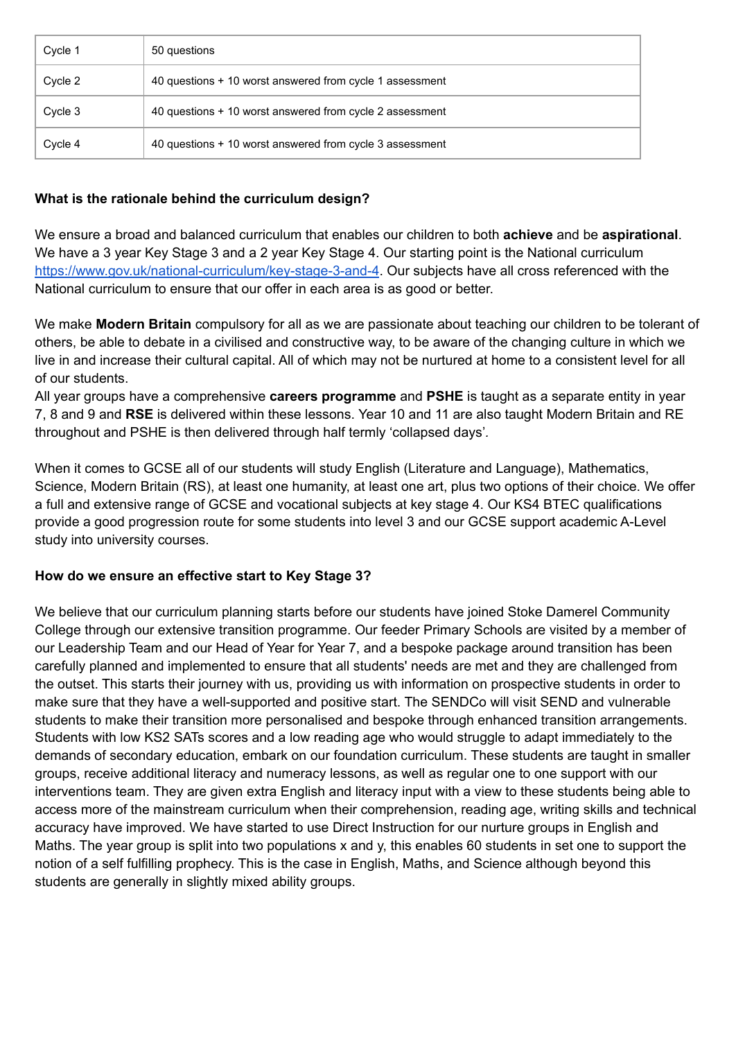| | |
|---|---|
| Cycle 1 | 50 questions |
| Cycle 2 | 40 questions + 10 worst answered from cycle 1 assessment |
| Cycle 3 | 40 questions + 10 worst answered from cycle 2 assessment |
| Cycle 4 | 40 questions + 10 worst answered from cycle 3 assessment |

**What is the rationale behind the curriculum design?**

We ensure a broad and balanced curriculum that enables our children to both **achieve** and be **aspirational**. We have a 3 year Key Stage 3 and a 2 year Key Stage 4. Our starting point is the National curriculum [https://www.gov.uk/national-curriculum/key-stage-3-and-4](https://www.gov.uk/national-curriculum/key-stage-3-and-4). Our subjects have all cross referenced with the National curriculum to ensure that our offer in each area is as good or better.

We make **Modern Britain** compulsory for all as we are passionate about teaching our children to be tolerant of others, be able to debate in a civilised and constructive way, to be aware of the changing culture in which we live in and increase their cultural capital. All of which may not be nurtured at home to a consistent level for all of our students.
All year groups have a comprehensive **careers programme** and **PSHE** is taught as a separate entity in year 7, 8 and 9 and **RSE** is delivered within these lessons. Year 10 and 11 are also taught Modern Britain and RE throughout and PSHE is then delivered through half termly 'collapsed days'.

When it comes to GCSE all of our students will study English (Literature and Language), Mathematics, Science, Modern Britain (RS), at least one humanity, at least one art, plus two options of their choice. We offer a full and extensive range of GCSE and vocational subjects at key stage 4. Our KS4 BTEC qualifications provide a good progression route for some students into level 3 and our GCSE support academic A-Level study into university courses.

**How do we ensure an effective start to Key Stage 3?**

We believe that our curriculum planning starts before our students have joined Stoke Damerel Community College through our extensive transition programme. Our feeder Primary Schools are visited by a member of our Leadership Team and our Head of Year for Year 7, and a bespoke package around transition has been carefully planned and implemented to ensure that all students' needs are met and they are challenged from the outset. This starts their journey with us, providing us with information on prospective students in order to make sure that they have a well-supported and positive start. The SENDCo will visit SEND and vulnerable students to make their transition more personalised and bespoke through enhanced transition arrangements. Students with low KS2 SATs scores and a low reading age who would struggle to adapt immediately to the demands of secondary education, embark on our foundation curriculum. These students are taught in smaller groups, receive additional literacy and numeracy lessons, as well as regular one to one support with our interventions team. They are given extra English and literacy input with a view to these students being able to access more of the mainstream curriculum when their comprehension, reading age, writing skills and technical accuracy have improved. We have started to use Direct Instruction for our nurture groups in English and Maths. The year group is split into two populations x and y, this enables 60 students in set one to support the notion of a self fulfilling prophecy. This is the case in English, Maths, and Science although beyond this students are generally in slightly mixed ability groups.